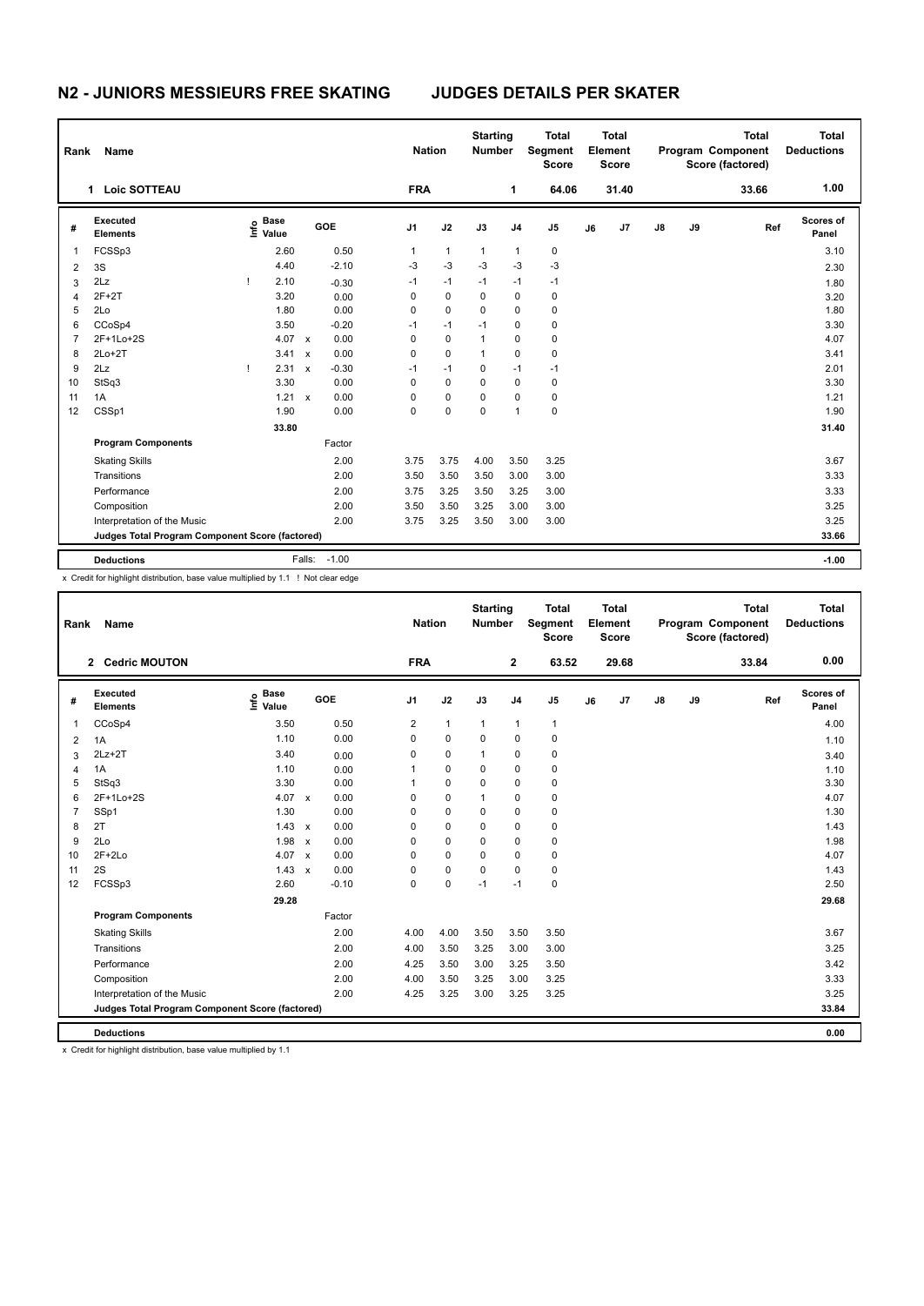# N2 - JUNIORS MESSIEURS FREE SKATING JUDGES DETAILS PER SKATER

| Rank | Name | Nation | Starting Number | Total Segment Score | Total Element Score | Total Program Component Score (factored) | Total Deductions |
|---|---|---|---|---|---|---|---|
| 1 | Loic SOTTEAU | FRA | 1 | 64.06 | 31.40 | 33.66 | 1.00 |

| # | Executed Elements | Info | Base Value | | GOE | J1 | J2 | J3 | J4 | J5 | J6 | J7 | J8 | J9 | Ref | Scores of Panel |
|---|---|---|---|---|---|---|---|---|---|---|---|---|---|---|---|---|
| 1 | FCSSp3 | | 2.60 | | 0.50 | 1 | 1 | 1 | 1 | 0 | | | | | | 3.10 |
| 2 | 3S | | 4.40 | | -2.10 | -3 | -3 | -3 | -3 | -3 | | | | | | 2.30 |
| 3 | 2Lz | ! | 2.10 | | -0.30 | -1 | -1 | -1 | -1 | -1 | | | | | | 1.80 |
| 4 | 2F+2T | | 3.20 | | 0.00 | 0 | 0 | 0 | 0 | 0 | | | | | | 3.20 |
| 5 | 2Lo | | 1.80 | | 0.00 | 0 | 0 | 0 | 0 | 0 | | | | | | 1.80 |
| 6 | CCoSp4 | | 3.50 | | -0.20 | -1 | -1 | -1 | 0 | 0 | | | | | | 3.30 |
| 7 | 2F+1Lo+2S | | 4.07 | x | 0.00 | 0 | 0 | 1 | 0 | 0 | | | | | | 4.07 |
| 8 | 2Lo+2T | | 3.41 | x | 0.00 | 0 | 0 | 1 | 0 | 0 | | | | | | 3.41 |
| 9 | 2Lz | ! | 2.31 | x | -0.30 | -1 | -1 | 0 | -1 | -1 | | | | | | 2.01 |
| 10 | StSq3 | | 3.30 | | 0.00 | 0 | 0 | 0 | 0 | 0 | | | | | | 3.30 |
| 11 | 1A | | 1.21 | x | 0.00 | 0 | 0 | 0 | 0 | 0 | | | | | | 1.21 |
| 12 | CSSp1 | | 1.90 | | 0.00 | 0 | 0 | 0 | 1 | 0 | | | | | | 1.90 |
| | | | 33.80 | | | | | | | | | | | | | 31.40 |
| | **Program Components** | | | | Factor | | | | | | | | | | | |
| | Skating Skills | | | | 2.00 | 3.75 | 3.75 | 4.00 | 3.50 | 3.25 | | | | | | 3.67 |
| | Transitions | | | | 2.00 | 3.50 | 3.50 | 3.50 | 3.00 | 3.00 | | | | | | 3.33 |
| | Performance | | | | 2.00 | 3.75 | 3.25 | 3.50 | 3.25 | 3.00 | | | | | | 3.33 |
| | Composition | | | | 2.00 | 3.50 | 3.50 | 3.25 | 3.00 | 3.00 | | | | | | 3.25 |
| | Interpretation of the Music | | | | 2.00 | 3.75 | 3.25 | 3.50 | 3.00 | 3.00 | | | | | | 3.25 |
| | **Judges Total Program Component Score (factored)** | | | | | | | | | | | | | | | 33.66 |
| | **Deductions** | | | Falls: | -1.00 | | | | | | | | | | | -1.00 |

x Credit for highlight distribution, base value multiplied by 1.1 ! Not clear edge

| Rank | Name | Nation | Starting Number | Total Segment Score | Total Element Score | Total Program Component Score (factored) | Total Deductions |
|---|---|---|---|---|---|---|---|
| 2 | Cedric MOUTON | FRA | 2 | 63.52 | 29.68 | 33.84 | 0.00 |

| # | Executed Elements | Info | Base Value | | GOE | J1 | J2 | J3 | J4 | J5 | J6 | J7 | J8 | J9 | Ref | Scores of Panel |
|---|---|---|---|---|---|---|---|---|---|---|---|---|---|---|---|---|
| 1 | CCoSp4 | | 3.50 | | 0.50 | 2 | 1 | 1 | 1 | 1 | | | | | | 4.00 |
| 2 | 1A | | 1.10 | | 0.00 | 0 | 0 | 0 | 0 | 0 | | | | | | 1.10 |
| 3 | 2Lz+2T | | 3.40 | | 0.00 | 0 | 0 | 1 | 0 | 0 | | | | | | 3.40 |
| 4 | 1A | | 1.10 | | 0.00 | 1 | 0 | 0 | 0 | 0 | | | | | | 1.10 |
| 5 | StSq3 | | 3.30 | | 0.00 | 1 | 0 | 0 | 0 | 0 | | | | | | 3.30 |
| 6 | 2F+1Lo+2S | | 4.07 | x | 0.00 | 0 | 0 | 1 | 0 | 0 | | | | | | 4.07 |
| 7 | SSp1 | | 1.30 | | 0.00 | 0 | 0 | 0 | 0 | 0 | | | | | | 1.30 |
| 8 | 2T | | 1.43 | x | 0.00 | 0 | 0 | 0 | 0 | 0 | | | | | | 1.43 |
| 9 | 2Lo | | 1.98 | x | 0.00 | 0 | 0 | 0 | 0 | 0 | | | | | | 1.98 |
| 10 | 2F+2Lo | | 4.07 | x | 0.00 | 0 | 0 | 0 | 0 | 0 | | | | | | 4.07 |
| 11 | 2S | | 1.43 | x | 0.00 | 0 | 0 | 0 | 0 | 0 | | | | | | 1.43 |
| 12 | FCSSp3 | | 2.60 | | -0.10 | 0 | 0 | -1 | -1 | 0 | | | | | | 2.50 |
| | | | 29.28 | | | | | | | | | | | | | 29.68 |
| | **Program Components** | | | | Factor | | | | | | | | | | | |
| | Skating Skills | | | | 2.00 | 4.00 | 4.00 | 3.50 | 3.50 | 3.50 | | | | | | 3.67 |
| | Transitions | | | | 2.00 | 4.00 | 3.50 | 3.25 | 3.00 | 3.00 | | | | | | 3.25 |
| | Performance | | | | 2.00 | 4.25 | 3.50 | 3.00 | 3.25 | 3.50 | | | | | | 3.42 |
| | Composition | | | | 2.00 | 4.00 | 3.50 | 3.25 | 3.00 | 3.25 | | | | | | 3.33 |
| | Interpretation of the Music | | | | 2.00 | 4.25 | 3.25 | 3.00 | 3.25 | 3.25 | | | | | | 3.25 |
| | **Judges Total Program Component Score (factored)** | | | | | | | | | | | | | | | 33.84 |
| | **Deductions** | | | | | | | | | | | | | | | 0.00 |

x Credit for highlight distribution, base value multiplied by 1.1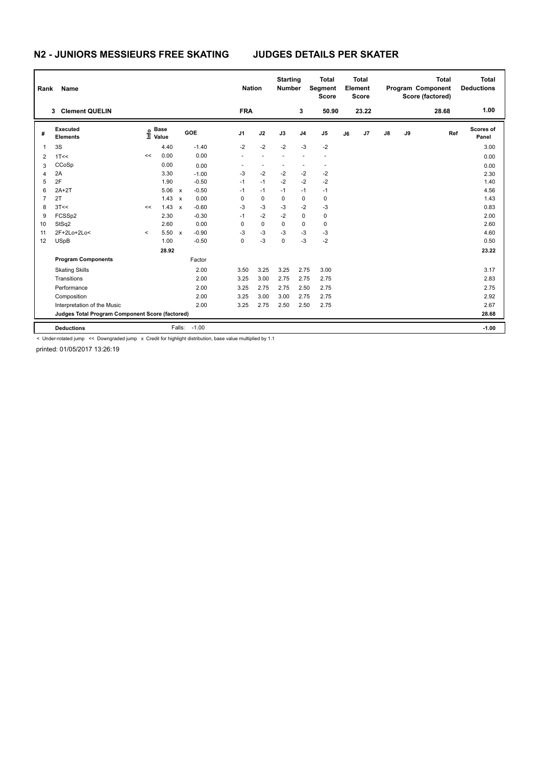# N2 - JUNIORS MESSIEURS FREE SKATING JUDGES DETAILS PER SKATER

| Rank | Name | Nation | Starting Number | Total Segment Score | Total Element Score | Total Program Component Score (factored) | Total Deductions |
|---|---|---|---|---|---|---|---|
| 3 | Clement QUELIN | FRA | 3 | 50.90 | 23.22 | 28.68 | 1.00 |

| # | Executed Elements | Info | Base Value | | GOE | J1 | J2 | J3 | J4 | J5 | J6 | J7 | J8 | J9 | Ref | Scores of Panel |
|---|---|---|---|---|---|---|---|---|---|---|---|---|---|---|---|---|
| 1 | 3S | | 4.40 | | -1.40 | -2 | -2 | -2 | -3 | -2 | | | | | | 3.00 |
| 2 | 1T<< | << | 0.00 | | 0.00 | - | - | - | - | - | | | | | | 0.00 |
| 3 | CCoSp | | 0.00 | | 0.00 | - | - | - | - | - | | | | | | 0.00 |
| 4 | 2A | | 3.30 | | -1.00 | -3 | -2 | -2 | -2 | -2 | | | | | | 2.30 |
| 5 | 2F | | 1.90 | | -0.50 | -1 | -1 | -2 | -2 | -2 | | | | | | 1.40 |
| 6 | 2A+2T | | 5.06 | x | -0.50 | -1 | -1 | -1 | -1 | -1 | | | | | | 4.56 |
| 7 | 2T | | 1.43 | x | 0.00 | 0 | 0 | 0 | 0 | 0 | | | | | | 1.43 |
| 8 | 3T<< | << | 1.43 | x | -0.60 | -3 | -3 | -3 | -2 | -3 | | | | | | 0.83 |
| 9 | FCSSp2 | | 2.30 | | -0.30 | -1 | -2 | -2 | 0 | 0 | | | | | | 2.00 |
| 10 | StSq2 | | 2.60 | | 0.00 | 0 | 0 | 0 | 0 | 0 | | | | | | 2.60 |
| 11 | 2F+2Lo+2Lo< | < | 5.50 | x | -0.90 | -3 | -3 | -3 | -3 | -3 | | | | | | 4.60 |
| 12 | USpB | | 1.00 | | -0.50 | 0 | -3 | 0 | -3 | -2 | | | | | | 0.50 |
| | | | 28.92 | | | | | | | | | | | | | 23.22 |
| | **Program Components** | | | | Factor | | | | | | | | | | | |
| | Skating Skills | | | | 2.00 | 3.50 | 3.25 | 3.25 | 2.75 | 3.00 | | | | | | 3.17 |
| | Transitions | | | | 2.00 | 3.25 | 3.00 | 2.75 | 2.75 | 2.75 | | | | | | 2.83 |
| | Performance | | | | 2.00 | 3.25 | 2.75 | 2.75 | 2.50 | 2.75 | | | | | | 2.75 |
| | Composition | | | | 2.00 | 3.25 | 3.00 | 3.00 | 2.75 | 2.75 | | | | | | 2.92 |
| | Interpretation of the Music | | | | 2.00 | 3.25 | 2.75 | 2.50 | 2.50 | 2.75 | | | | | | 2.67 |
| | **Judges Total Program Component Score (factored)** | | | | | | | | | | | | | | | 28.68 |
| | **Deductions** | | | Falls: | -1.00 | | | | | | | | | | | -1.00 |

< Under-rotated jump << Downgraded jump x Credit for highlight distribution, base value multiplied by 1.1

printed: 01/05/2017 13:26:19